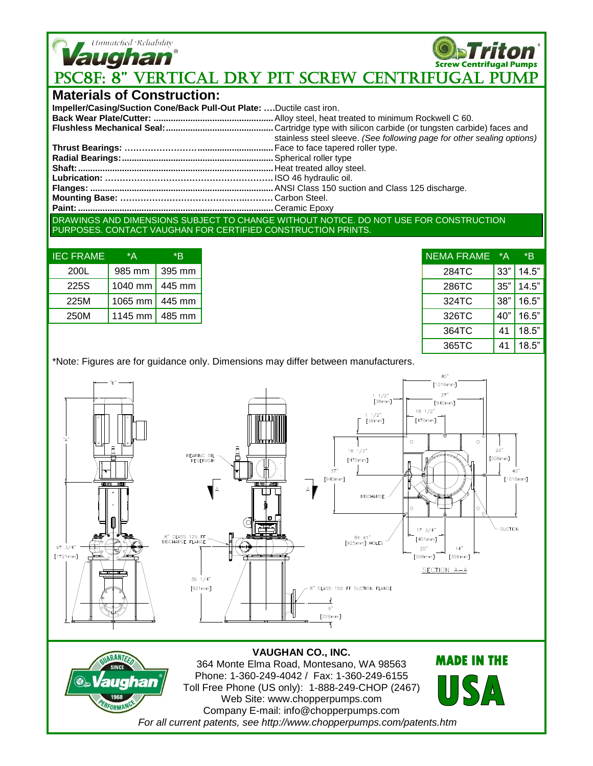Unmatched Reliability

# Vaughan®

Triton® Screw Centrifugal Pumps

# PSC8F: 8" VERTICAL DRY PIT SCREW CENTRIFUGAL PUMP

## Materials of Construction:

**Impeller/Casing/Suction Cone/Back Pull-Out Plate:** ....Ductile cast iron.
**Back Wear Plate/Cutter:** ....Alloy steel, heat treated to minimum Rockwell C 60.
**Flushless Mechanical Seal:**....Cartridge type with silicon carbide (or tungsten carbide) faces and stainless steel sleeve. *(See following page for other sealing options)*
**Thrust Bearings:** ....Face to face tapered roller type.
**Radial Bearings:**....Spherical roller type
**Shaft:**....Heat treated alloy steel.
**Lubrication:** ....ISO 46 hydraulic oil.
**Flanges:** ....ANSI Class 150 suction and Class 125 discharge.
**Mounting Base:** ....Carbon Steel.
**Paint:**....Ceramic Epoxy

DRAWINGS AND DIMENSIONS SUBJECT TO CHANGE WITHOUT NOTICE. DO NOT USE FOR CONSTRUCTION PURPOSES. CONTACT VAUGHAN FOR CERTIFIED CONSTRUCTION PRINTS.

| IEC FRAME | *A | *B |
|---|---|---|
| 200L | 985 mm | 395 mm |
| 225S | 1040 mm | 445 mm |
| 225M | 1065 mm | 445 mm |
| 250M | 1145 mm | 485 mm |

| NEMA FRAME | *A | *B |
|---|---|---|
| 284TC | 33" | 14.5" |
| 286TC | 35" | 14.5" |
| 324TC | 38" | 16.5" |
| 326TC | 40" | 16.5" |
| 364TC | 41 | 18.5" |
| 365TC | 41 | 18.5" |

*Note: Figures are for guidance only. Dimensions may differ between manufacturers.

"B"
"A"
67 3/4" [1721mm]
BEARING OIL RESERVOIR
8" CLASS 125 FF DISCHARGE FLANGE
36 1/4" [921mm]
8" CLASS 150 FF SUCTION FLANGE
9" [229mm]
1 1/2" [38mm]
1 1/2" [38mm]
18 1/2" [470mm]
37" [940mm]
8X ø1" [ø25mm] HOLES
40" [1016mm]
37" [940mm]
18 1/2" [470mm]
20" [508mm]
40" [1016mm]
DISCHARGE
SUCTION
17 3/4" [451mm]
20" [508mm]
14" [356mm]
SECTION A–A

**VAUGHAN CO., INC.**
364 Monte Elma Road, Montesano, WA 98563
Phone: 1-360-249-4042 / Fax: 1-360-249-6155
Toll Free Phone (US only): 1-888-249-CHOP (2467)
Web Site: www.chopperpumps.com
Company E-mail: info@chopperpumps.com
*For all current patents, see http://www.chopperpumps.com/patents.htm*

GUARANTEED PERFORMANCE SINCE 1960 Vaughan®

MADE IN THE USA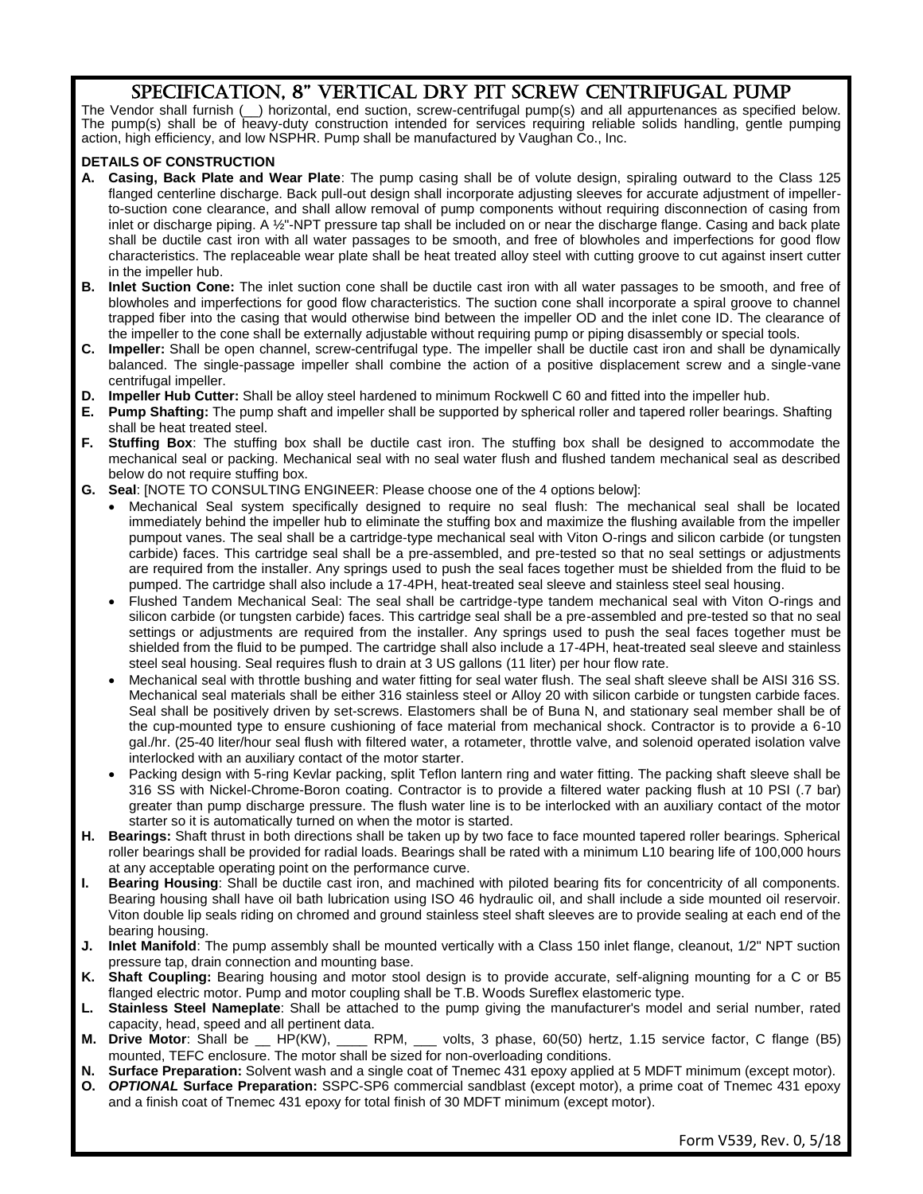# SPECIFICATION, 8" VERTICAL DRY PIT SCREW CENTRIFUGAL PUMP

The Vendor shall furnish (__) horizontal, end suction, screw-centrifugal pump(s) and all appurtenances as specified below. The pump(s) shall be of heavy-duty construction intended for services requiring reliable solids handling, gentle pumping action, high efficiency, and low NSPHR. Pump shall be manufactured by Vaughan Co., Inc.

**DETAILS OF CONSTRUCTION**

**A. Casing, Back Plate and Wear Plate**: The pump casing shall be of volute design, spiraling outward to the Class 125 flanged centerline discharge. Back pull-out design shall incorporate adjusting sleeves for accurate adjustment of impeller-to-suction cone clearance, and shall allow removal of pump components without requiring disconnection of casing from inlet or discharge piping. A ½"-NPT pressure tap shall be included on or near the discharge flange. Casing and back plate shall be ductile cast iron with all water passages to be smooth, and free of blowholes and imperfections for good flow characteristics. The replaceable wear plate shall be heat treated alloy steel with cutting groove to cut against insert cutter in the impeller hub.

**B. Inlet Suction Cone:** The inlet suction cone shall be ductile cast iron with all water passages to be smooth, and free of blowholes and imperfections for good flow characteristics. The suction cone shall incorporate a spiral groove to channel trapped fiber into the casing that would otherwise bind between the impeller OD and the inlet cone ID. The clearance of the impeller to the cone shall be externally adjustable without requiring pump or piping disassembly or special tools.

**C. Impeller:** Shall be open channel, screw-centrifugal type. The impeller shall be ductile cast iron and shall be dynamically balanced. The single-passage impeller shall combine the action of a positive displacement screw and a single-vane centrifugal impeller.

**D. Impeller Hub Cutter:** Shall be alloy steel hardened to minimum Rockwell C 60 and fitted into the impeller hub.

**E. Pump Shafting:** The pump shaft and impeller shall be supported by spherical roller and tapered roller bearings. Shafting shall be heat treated steel.

**F. Stuffing Box**: The stuffing box shall be ductile cast iron. The stuffing box shall be designed to accommodate the mechanical seal or packing. Mechanical seal with no seal water flush and flushed tandem mechanical seal as described below do not require stuffing box.

**G. Seal**: [NOTE TO CONSULTING ENGINEER: Please choose one of the 4 options below]:

- Mechanical Seal system specifically designed to require no seal flush: The mechanical seal shall be located immediately behind the impeller hub to eliminate the stuffing box and maximize the flushing available from the impeller pumpout vanes. The seal shall be a cartridge-type mechanical seal with Viton O-rings and silicon carbide (or tungsten carbide) faces. This cartridge seal shall be a pre-assembled, and pre-tested so that no seal settings or adjustments are required from the installer. Any springs used to push the seal faces together must be shielded from the fluid to be pumped. The cartridge shall also include a 17-4PH, heat-treated seal sleeve and stainless steel seal housing.
- Flushed Tandem Mechanical Seal: The seal shall be cartridge-type tandem mechanical seal with Viton O-rings and silicon carbide (or tungsten carbide) faces. This cartridge seal shall be a pre-assembled and pre-tested so that no seal settings or adjustments are required from the installer. Any springs used to push the seal faces together must be shielded from the fluid to be pumped. The cartridge shall also include a 17-4PH, heat-treated seal sleeve and stainless steel seal housing. Seal requires flush to drain at 3 US gallons (11 liter) per hour flow rate.
- Mechanical seal with throttle bushing and water fitting for seal water flush. The seal shaft sleeve shall be AISI 316 SS. Mechanical seal materials shall be either 316 stainless steel or Alloy 20 with silicon carbide or tungsten carbide faces. Seal shall be positively driven by set-screws. Elastomers shall be of Buna N, and stationary seal member shall be of the cup-mounted type to ensure cushioning of face material from mechanical shock. Contractor is to provide a 6-10 gal./hr. (25-40 liter/hour seal flush with filtered water, a rotameter, throttle valve, and solenoid operated isolation valve interlocked with an auxiliary contact of the motor starter.
- Packing design with 5-ring Kevlar packing, split Teflon lantern ring and water fitting. The packing shaft sleeve shall be 316 SS with Nickel-Chrome-Boron coating. Contractor is to provide a filtered water packing flush at 10 PSI (.7 bar) greater than pump discharge pressure. The flush water line is to be interlocked with an auxiliary contact of the motor starter so it is automatically turned on when the motor is started.

**H. Bearings:** Shaft thrust in both directions shall be taken up by two face to face mounted tapered roller bearings. Spherical roller bearings shall be provided for radial loads. Bearings shall be rated with a minimum L10 bearing life of 100,000 hours at any acceptable operating point on the performance curve.

**I. Bearing Housing**: Shall be ductile cast iron, and machined with piloted bearing fits for concentricity of all components. Bearing housing shall have oil bath lubrication using ISO 46 hydraulic oil, and shall include a side mounted oil reservoir. Viton double lip seals riding on chromed and ground stainless steel shaft sleeves are to provide sealing at each end of the bearing housing.

**J. Inlet Manifold**: The pump assembly shall be mounted vertically with a Class 150 inlet flange, cleanout, 1/2" NPT suction pressure tap, drain connection and mounting base.

**K. Shaft Coupling:** Bearing housing and motor stool design is to provide accurate, self-aligning mounting for a C or B5 flanged electric motor. Pump and motor coupling shall be T.B. Woods Sureflex elastomeric type.

**L. Stainless Steel Nameplate**: Shall be attached to the pump giving the manufacturer's model and serial number, rated capacity, head, speed and all pertinent data.

**M. Drive Motor**: Shall be __ HP(KW), ____ RPM, ___ volts, 3 phase, 60(50) hertz, 1.15 service factor, C flange (B5) mounted, TEFC enclosure. The motor shall be sized for non-overloading conditions.

**N. Surface Preparation:** Solvent wash and a single coat of Tnemec 431 epoxy applied at 5 MDFT minimum (except motor).

**O. *OPTIONAL* Surface Preparation:** SSPC-SP6 commercial sandblast (except motor), a prime coat of Tnemec 431 epoxy and a finish coat of Tnemec 431 epoxy for total finish of 30 MDFT minimum (except motor).

Form V539, Rev. 0, 5/18